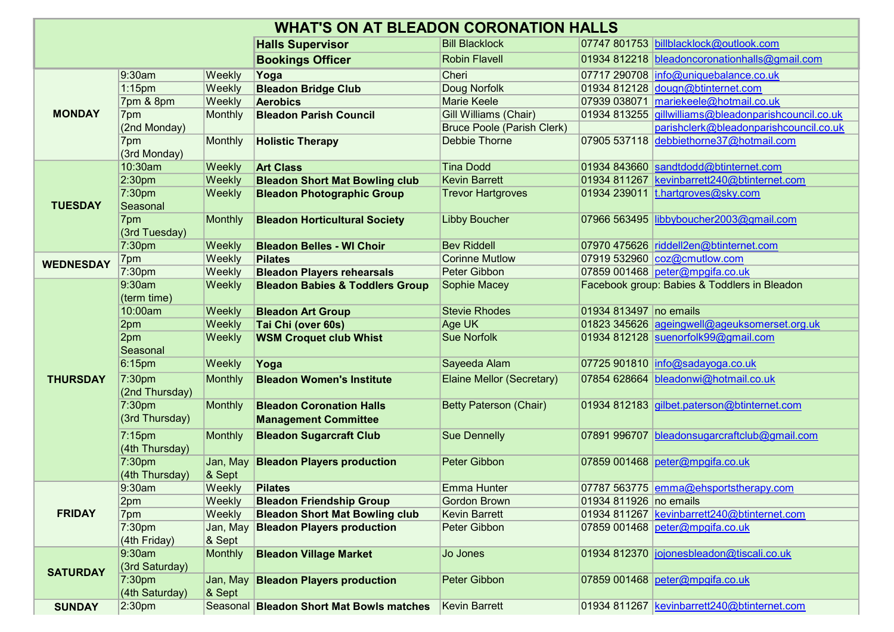# WHAT'S ON AT BLEADON CORONATION HALLS

| | | | | | | |
|---|---|---|---|---|---|---|
| | | | **Halls Supervisor** | Bill Blacklock | 07747 801753 | billblacklock@outlook.com |
| | | | **Bookings Officer** | Robin Flavell | 01934 812218 | bleadoncoronationhalls@gmail.com |
| **MONDAY** | 9:30am | Weekly | **Yoga** | Cheri | 07717 290708 | info@uniquebalance.co.uk |
| | 1:15pm | Weekly | **Bleadon Bridge Club** | Doug Norfolk | 01934 812128 | dougn@btinternet.com |
| | 7pm & 8pm | Weekly | **Aerobics** | Marie Keele | 07939 038071 | mariekeele@hotmail.co.uk |
| | 7pm (2nd Monday) | Monthly | **Bleadon Parish Council** | Gill Williams (Chair) | 01934 813255 | gillwilliams@bleadonparishcouncil.co.uk |
| | | | | Bruce Poole (Parish Clerk) | | parishclerk@bleadonparishcouncil.co.uk |
| | 7pm (3rd Monday) | Monthly | **Holistic Therapy** | Debbie Thorne | 07905 537118 | debbiethorne37@hotmail.com |
| **TUESDAY** | 10:30am | Weekly | **Art Class** | Tina Dodd | 01934 843660 | sandtdodd@btinternet.com |
| | 2:30pm | Weekly | **Bleadon Short Mat Bowling club** | Kevin Barrett | 01934 811267 | kevinbarrett240@btinternet.com |
| | 7:30pm Seasonal | Weekly | **Bleadon Photographic Group** | Trevor Hartgroves | 01934 239011 | t.hartgroves@sky.com |
| | 7pm (3rd Tuesday) | Monthly | **Bleadon Horticultural Society** | Libby Boucher | 07966 563495 | libbyboucher2003@gmail.com |
| | 7:30pm | Weekly | **Bleadon Belles - WI Choir** | Bev Riddell | 07970 475626 | riddell2en@btinternet.com |
| **WEDNESDAY** | 7pm | Weekly | **Pilates** | Corinne Mutlow | 07919 532960 | coz@cmutlow.com |
| | 7:30pm | Weekly | **Bleadon Players rehearsals** | Peter Gibbon | 07859 001468 | peter@mpgifa.co.uk |
| **THURSDAY** | 9:30am (term time) | Weekly | **Bleadon Babies & Toddlers Group** | Sophie Macey | Facebook group: Babies & Toddlers in Bleadon | |
| | 10:00am | Weekly | **Bleadon Art Group** | Stevie Rhodes | 01934 813497 | no emails |
| | 2pm | Weekly | **Tai Chi (over 60s)** | Age UK | 01823 345626 | ageingwell@ageuksomerset.org.uk |
| | 2pm Seasonal | Weekly | **WSM Croquet club Whist** | Sue Norfolk | 01934 812128 | suenorfolk99@gmail.com |
| | 6:15pm | Weekly | **Yoga** | Sayeeda Alam | 07725 901810 | info@sadayoga.co.uk |
| | 7:30pm (2nd Thursday) | Monthly | **Bleadon Women's Institute** | Elaine Mellor (Secretary) | 07854 628664 | bleadonwi@hotmail.co.uk |
| | 7:30pm (3rd Thursday) | Monthly | **Bleadon Coronation Halls Management Committee** | Betty Paterson (Chair) | 01934 812183 | gilbet.paterson@btinternet.com |
| | 7:15pm (4th Thursday) | Monthly | **Bleadon Sugarcraft Club** | Sue Dennelly | 07891 996707 | bleadonsugarcraftclub@gmail.com |
| | 7:30pm (4th Thursday) | Jan, May & Sept | **Bleadon Players production** | Peter Gibbon | 07859 001468 | peter@mpgifa.co.uk |
| **FRIDAY** | 9:30am | Weekly | **Pilates** | Emma Hunter | 07787 563775 | emma@ehsportstherapy.com |
| | 2pm | Weekly | **Bleadon Friendship Group** | Gordon Brown | 01934 811926 | no emails |
| | 7pm | Weekly | **Bleadon Short Mat Bowling club** | Kevin Barrett | 01934 811267 | kevinbarrett240@btinternet.com |
| | 7:30pm (4th Friday) | Jan, May & Sept | **Bleadon Players production** | Peter Gibbon | 07859 001468 | peter@mpgifa.co.uk |
| **SATURDAY** | 9:30am (3rd Saturday) | Monthly | **Bleadon Village Market** | Jo Jones | 01934 812370 | jojonesbleadon@tiscali.co.uk |
| | 7:30pm (4th Saturday) | Jan, May & Sept | **Bleadon Players production** | Peter Gibbon | 07859 001468 | peter@mpgifa.co.uk |
| **SUNDAY** | 2:30pm | Seasonal | **Bleadon Short Mat Bowls matches** | Kevin Barrett | 01934 811267 | kevinbarrett240@btinternet.com |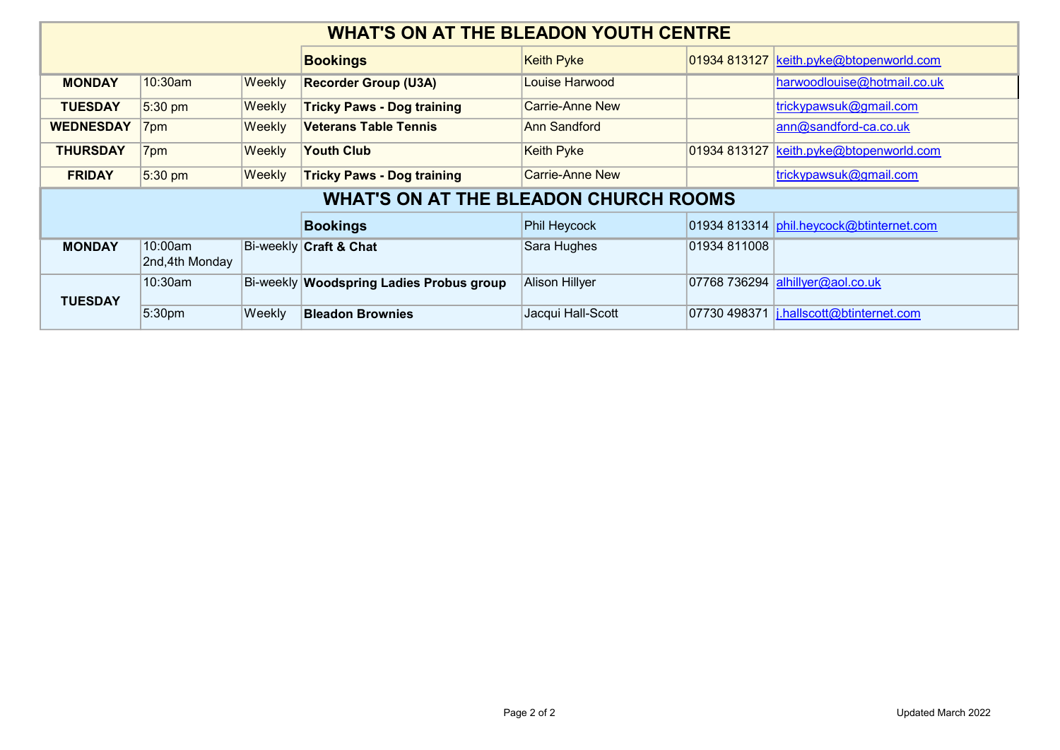## WHAT'S ON AT THE BLEADON YOUTH CENTRE

| | | | | | | |
|---|---|---|---|---|---|---|
| | | | **Bookings** | Keith Pyke | 01934 813127 | keith.pyke@btopenworld.com |
| **MONDAY** | 10:30am | Weekly | **Recorder Group (U3A)** | Louise Harwood | | harwoodlouise@hotmail.co.uk |
| **TUESDAY** | 5:30 pm | Weekly | **Tricky Paws - Dog training** | Carrie-Anne New | | trickypawsuk@gmail.com |
| **WEDNESDAY** | 7pm | Weekly | **Veterans Table Tennis** | Ann Sandford | | ann@sandford-ca.co.uk |
| **THURSDAY** | 7pm | Weekly | **Youth Club** | Keith Pyke | 01934 813127 | keith.pyke@btopenworld.com |
| **FRIDAY** | 5:30 pm | Weekly | **Tricky Paws - Dog training** | Carrie-Anne New | | trickypawsuk@gmail.com |

## WHAT'S ON AT THE BLEADON CHURCH ROOMS

| | | | | | | |
|---|---|---|---|---|---|---|
| | | | **Bookings** | Phil Heycock | 01934 813314 | phil.heycock@btinternet.com |
| **MONDAY** | 10:00am 2nd,4th Monday | Bi-weekly | **Craft & Chat** | Sara Hughes | 01934 811008 | |
| **TUESDAY** | 10:30am | Bi-weekly | **Woodspring Ladies Probus group** | Alison Hillyer | 07768 736294 | alhillyer@aol.co.uk |
| | 5:30pm | Weekly | **Bleadon Brownies** | Jacqui Hall-Scott | 07730 498371 | j.hallscott@btinternet.com |

Updated March 2022